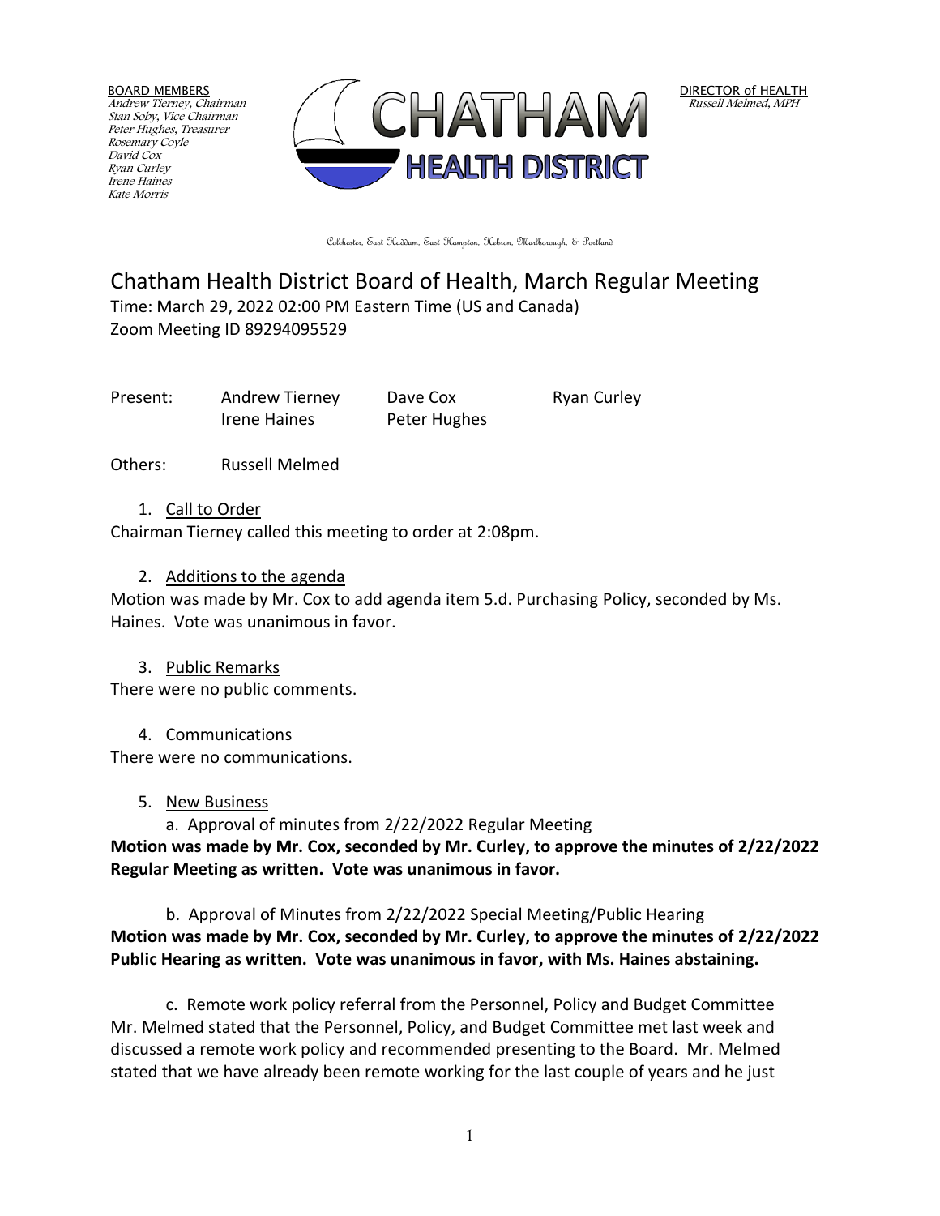BOARD MEMBERS
*Andrew Tierney, Chairman*
*Stan Soby, Vice Chairman*
*Peter Hughes, Treasurer*
*Rosemary Coyle*
*David Cox*
*Ryan Curley*
*Irene Haines*
*Kate Morris*

CHATHAM HEALTH DISTRICT

DIRECTOR of HEALTH
*Russell Melmed, MPH*

Colchester, East Haddam, East Hampton, Hebron, Marlborough, & Portland

# Chatham Health District Board of Health, March Regular Meeting

Time: March 29, 2022 02:00 PM Eastern Time (US and Canada)
Zoom Meeting ID 89294095529

| Present: | Andrew Tierney | Dave Cox | Ryan Curley |
|---|---|---|---|
| | Irene Haines | Peter Hughes | |

Others: Russell Melmed

1. Call to Order

Chairman Tierney called this meeting to order at 2:08pm.

2. Additions to the agenda

Motion was made by Mr. Cox to add agenda item 5.d. Purchasing Policy, seconded by Ms. Haines. Vote was unanimous in favor.

3. Public Remarks

There were no public comments.

4. Communications

There were no communications.

5. New Business

a. Approval of minutes from 2/22/2022 Regular Meeting

**Motion was made by Mr. Cox, seconded by Mr. Curley, to approve the minutes of 2/22/2022 Regular Meeting as written. Vote was unanimous in favor.**

b. Approval of Minutes from 2/22/2022 Special Meeting/Public Hearing

**Motion was made by Mr. Cox, seconded by Mr. Curley, to approve the minutes of 2/22/2022 Public Hearing as written. Vote was unanimous in favor, with Ms. Haines abstaining.**

c. Remote work policy referral from the Personnel, Policy and Budget Committee

Mr. Melmed stated that the Personnel, Policy, and Budget Committee met last week and discussed a remote work policy and recommended presenting to the Board. Mr. Melmed stated that we have already been remote working for the last couple of years and he just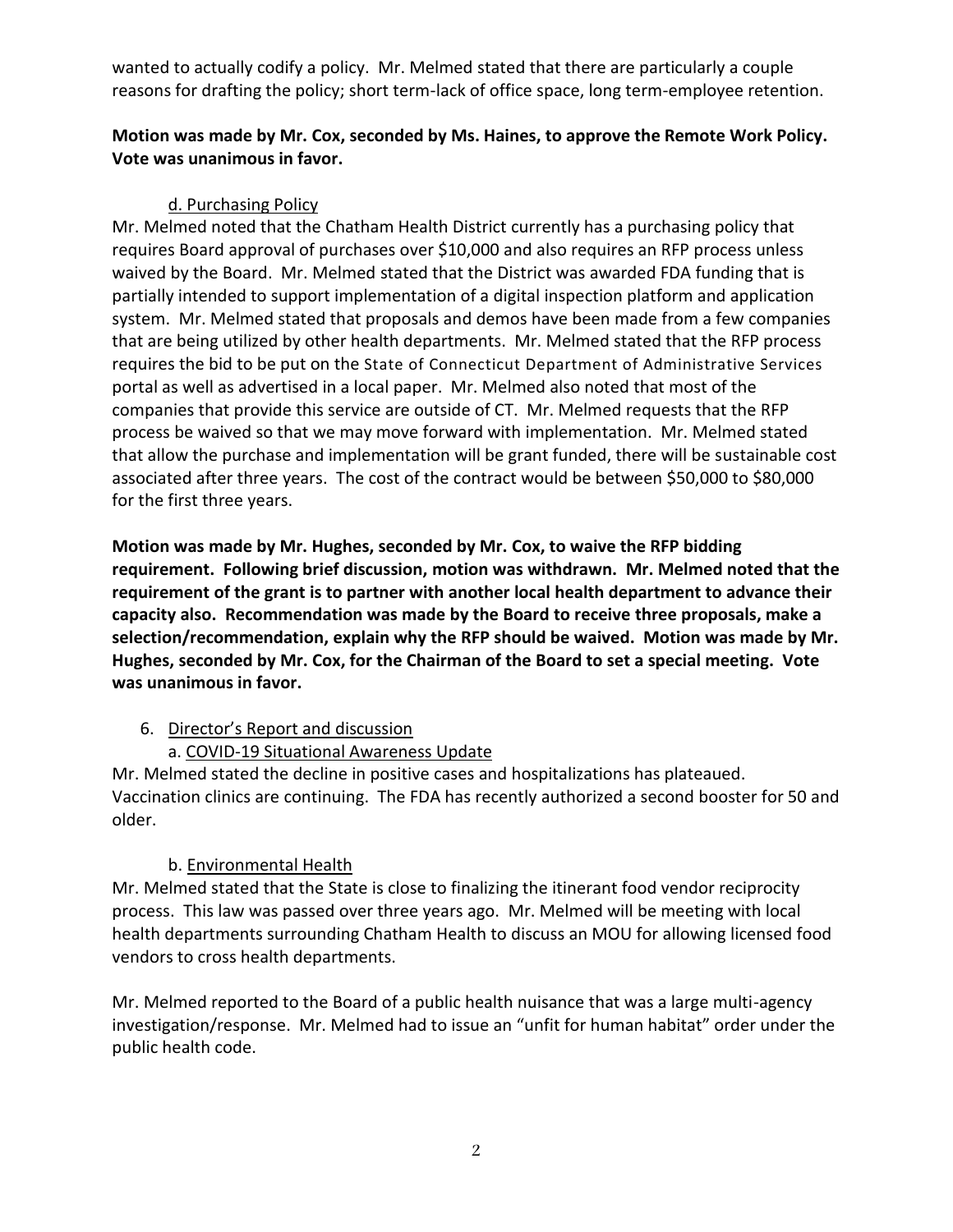wanted to actually codify a policy. Mr. Melmed stated that there are particularly a couple reasons for drafting the policy; short term-lack of office space, long term-employee retention.

**Motion was made by Mr. Cox, seconded by Ms. Haines, to approve the Remote Work Policy. Vote was unanimous in favor.**

d. Purchasing Policy

Mr. Melmed noted that the Chatham Health District currently has a purchasing policy that requires Board approval of purchases over $10,000 and also requires an RFP process unless waived by the Board. Mr. Melmed stated that the District was awarded FDA funding that is partially intended to support implementation of a digital inspection platform and application system. Mr. Melmed stated that proposals and demos have been made from a few companies that are being utilized by other health departments. Mr. Melmed stated that the RFP process requires the bid to be put on the State of Connecticut Department of Administrative Services portal as well as advertised in a local paper. Mr. Melmed also noted that most of the companies that provide this service are outside of CT. Mr. Melmed requests that the RFP process be waived so that we may move forward with implementation. Mr. Melmed stated that allow the purchase and implementation will be grant funded, there will be sustainable cost associated after three years. The cost of the contract would be between $50,000 to $80,000 for the first three years.

**Motion was made by Mr. Hughes, seconded by Mr. Cox, to waive the RFP bidding requirement. Following brief discussion, motion was withdrawn. Mr. Melmed noted that the requirement of the grant is to partner with another local health department to advance their capacity also. Recommendation was made by the Board to receive three proposals, make a selection/recommendation, explain why the RFP should be waived. Motion was made by Mr. Hughes, seconded by Mr. Cox, for the Chairman of the Board to set a special meeting. Vote was unanimous in favor.**

6. Director's Report and discussion

a. COVID-19 Situational Awareness Update

Mr. Melmed stated the decline in positive cases and hospitalizations has plateaued. Vaccination clinics are continuing. The FDA has recently authorized a second booster for 50 and older.

b. Environmental Health

Mr. Melmed stated that the State is close to finalizing the itinerant food vendor reciprocity process. This law was passed over three years ago. Mr. Melmed will be meeting with local health departments surrounding Chatham Health to discuss an MOU for allowing licensed food vendors to cross health departments.

Mr. Melmed reported to the Board of a public health nuisance that was a large multi-agency investigation/response. Mr. Melmed had to issue an "unfit for human habitat" order under the public health code.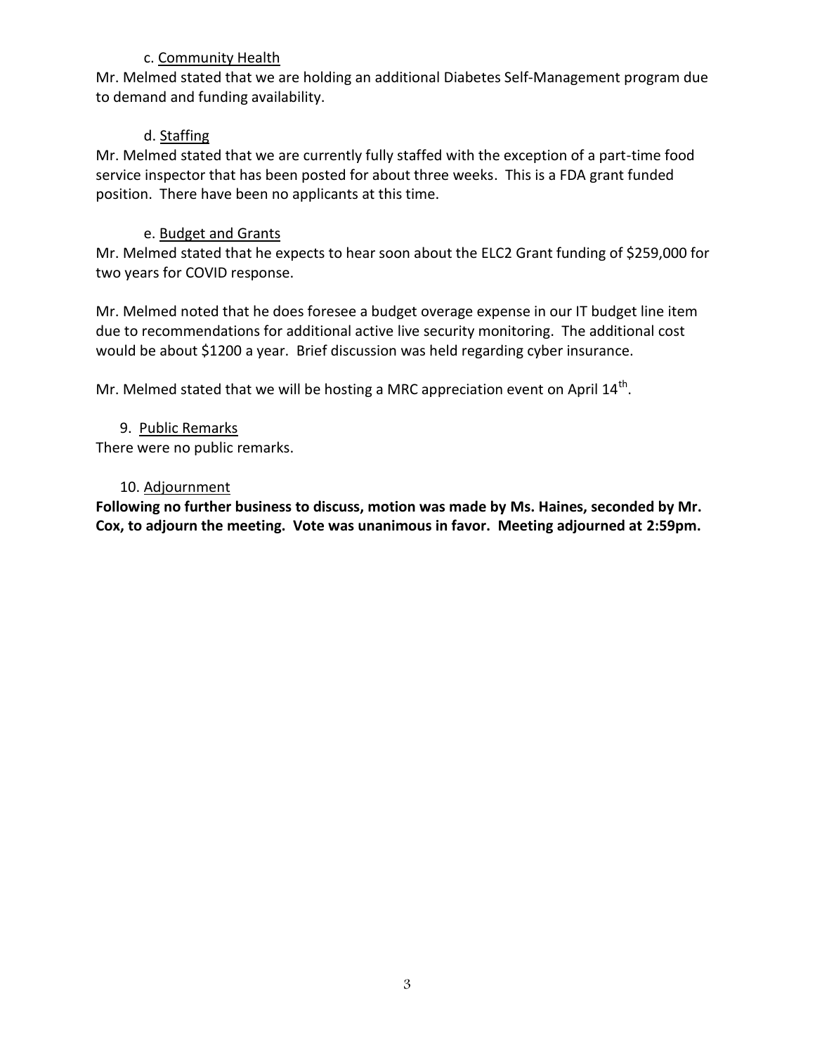c. Community Health

Mr. Melmed stated that we are holding an additional Diabetes Self-Management program due to demand and funding availability.

d. Staffing

Mr. Melmed stated that we are currently fully staffed with the exception of a part-time food service inspector that has been posted for about three weeks. This is a FDA grant funded position. There have been no applicants at this time.

e. Budget and Grants

Mr. Melmed stated that he expects to hear soon about the ELC2 Grant funding of $259,000 for two years for COVID response.

Mr. Melmed noted that he does foresee a budget overage expense in our IT budget line item due to recommendations for additional active live security monitoring. The additional cost would be about $1200 a year. Brief discussion was held regarding cyber insurance.

Mr. Melmed stated that we will be hosting a MRC appreciation event on April 14th.

9. Public Remarks

There were no public remarks.

10. Adjournment

**Following no further business to discuss, motion was made by Ms. Haines, seconded by Mr. Cox, to adjourn the meeting. Vote was unanimous in favor. Meeting adjourned at 2:59pm.**